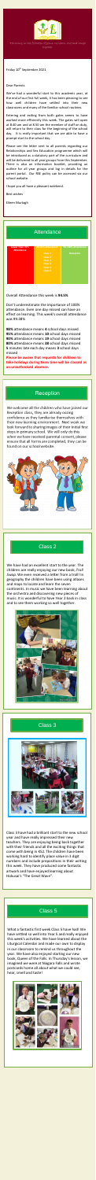Friday 10th September 2021

Dear Parents

We've had a wonderful start to this academic year, at the end of our first full week, it has been pleasing to see how well children have settled into their new classrooms and many of the familiar school routines.

Entering and exiting from both gates seems to have worked more efficiently this week. The gates will open at 8.40 am and at 8.50 am the member of staff on duty, will return to their class for the beginning of the school day. It is really important that we are able to have a prompt start to the school day.

Please see the letter sent to all parents regarding our Relationships and Sex Education programme which will be introduced as a statutory part of the curriculum and will be delivered to all year groups from this September. There is also an information booklet, providing an outline for all year groups and log in details for the parent portal. Our RSE policy can be accessed via our school website.

I hope you all have a pleasant weekend.

Best wishes

Eileen Murtagh

## Attendance

Overall Attendance this week is 94.5%.

Don't underestimate the importance of 100% attendance. Even one day missed can have an effect on learning. This week's overall attendance was 94.38%

**98%** attendance means **4** school days missed
**95%** attendance means **10** school days missed
**90%** attendance means **19** school days missed
**80%** attendance means **38** school days missed
**5** minutes late each day means **3** school days missed

**Please be aware that requests for children to take holidays during term time will be classed as an unauthorised absence.**

## Reception

We welcome all the children who have joined our Reception class, they are already raising confidence as they familiarise themselves with their new learning environment. Next week we look forward to sharing images of their initial first steps in primary school. We will only do this when we have received parental consent, please ensure that all forms are completed, they can be found on our school website.

## Class 2

We have had an excellent start to the year. The children are really enjoying our new book, Fred Swap. We even received a letter from a troll! In geography the children have been using atlases and maps to locate and learn the seven continents. In music we have been learning about the orchestra and discovering new pieces of music. It is wonderful to have Year 2 back in class and to see them working so well together.

## Class 3

Class 3 have had a brilliant start to the new school year and have really impressed their new teachers. They are enjoying being back together with their friends and all the exciting things that come with being in KS2. The children have been working hard to identify place value in 4 digit numbers and include prepositions in their writing this week. They have produced some fantastic artwork and have enjoyed learning about Hokusai's "The Great Wave".

## Class 5

What a fantastic first week Class 5 have had! We have settled so well into Year 5 and really enjoyed this week's activities. We have learned about the Liturgical Calendar and made our own to display in our classroom to remind us throughout the year. We have also enjoyed starting our new book, Queen of the Falls. In Thursday's lesson, we imagined we were at Niagara Falls and wrote postcards home all about what we could see, hear, smell and taste!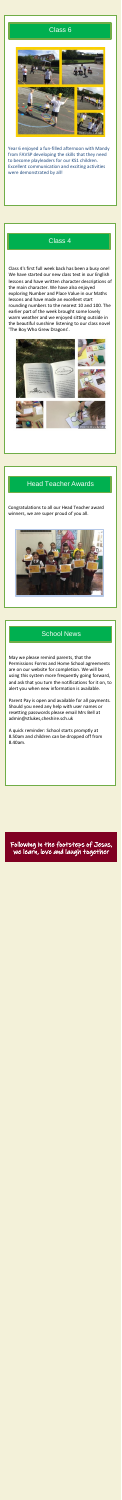## Class 6

Year 6 enjoyed a fun filled afternoon with Mandy from FirHIP developing the skills that they need to become playleaders for our KS1 children. Excellent communication and exciting activities were demonstrated by all!

## Class 4

Class 4's first full week back has been a busy one! We have started our new class text in our English lessons and have written character descriptions of the main character. We have also enjoyed exploring Number and Place Value in our Maths lessons and have made an excellent start rounding numbers to the nearest 10 and 100. The earlier part of the week brought some lovely warm weather and we enjoyed sitting outside in the beautiful sunshine listening to our class novel 'The Boy Who Grew Dragons'.

## Head Teacher Awards

Congratulations to all our Head Teacher award winners, we are super proud of you all.

## School News

May we please remind parents, that the Permissions Forms and Home School agreements are on our website for completion. We will be using this system more frequently going forward, and ask that you turn the notifications for it on, to alert you when new information is available.

Parent Pay is open and available for all payments. Should you need any help with user names or resetting passwords please email Mrs Bell at admin@stlukes.cheshire.sch.uk

A quick reminder. School starts promptly at 8.50am and children can be dropped off from 8.40am.

**Following in the footsteps of Jesus, we learn, love and laugh together**